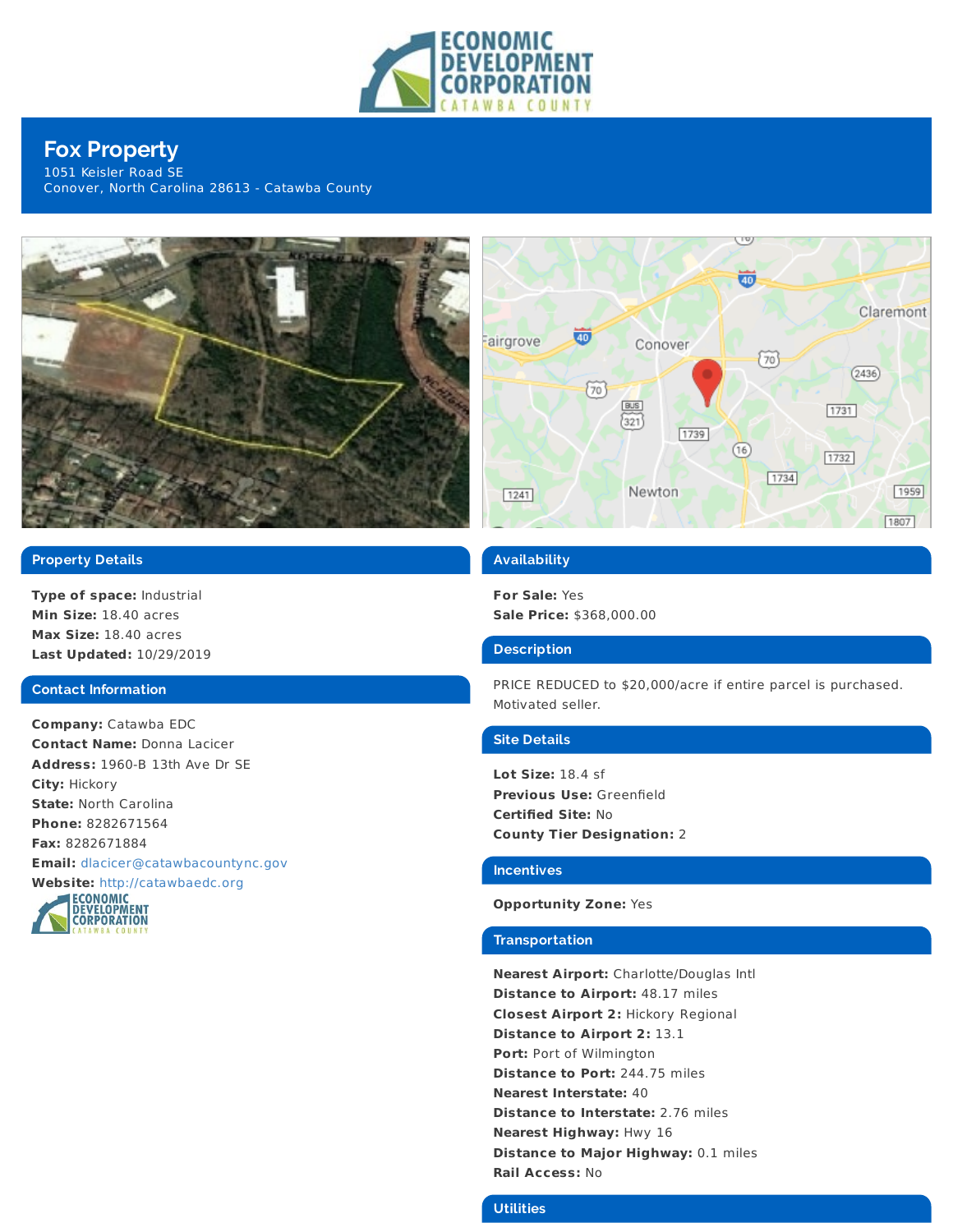# Fox Property

1051 Keisler Road SE
Conover, North Carolina 28613 - Catawba County

## Property Details

**Type of space:** Industrial
**Min Size:** 18.40 acres
**Max Size:** 18.40 acres
**Last Updated:** 10/29/2019

## Contact Information

**Company:** Catawba EDC
**Contact Name:** Donna Lacicer
**Address:** 1960-B 13th Ave Dr SE
**City:** Hickory
**State:** North Carolina
**Phone:** 8282671564
**Fax:** 8282671884
**Email:** dlacicer@catawbacountync.gov
**Website:** http://catawbaedc.org

## Availability

**For Sale:** Yes
**Sale Price:** $368,000.00

## Description

PRICE REDUCED to $20,000/acre if entire parcel is purchased. Motivated seller.

## Site Details

**Lot Size:** 18.4 sf
**Previous Use:** Greenfield
**Certified Site:** No
**County Tier Designation:** 2

## Incentives

**Opportunity Zone:** Yes

## Transportation

**Nearest Airport:** Charlotte/Douglas Intl
**Distance to Airport:** 48.17 miles
**Closest Airport 2:** Hickory Regional
**Distance to Airport 2:** 13.1
**Port:** Port of Wilmington
**Distance to Port:** 244.75 miles
**Nearest Interstate:** 40
**Distance to Interstate:** 2.76 miles
**Nearest Highway:** Hwy 16
**Distance to Major Highway:** 0.1 miles
**Rail Access:** No

## Utilities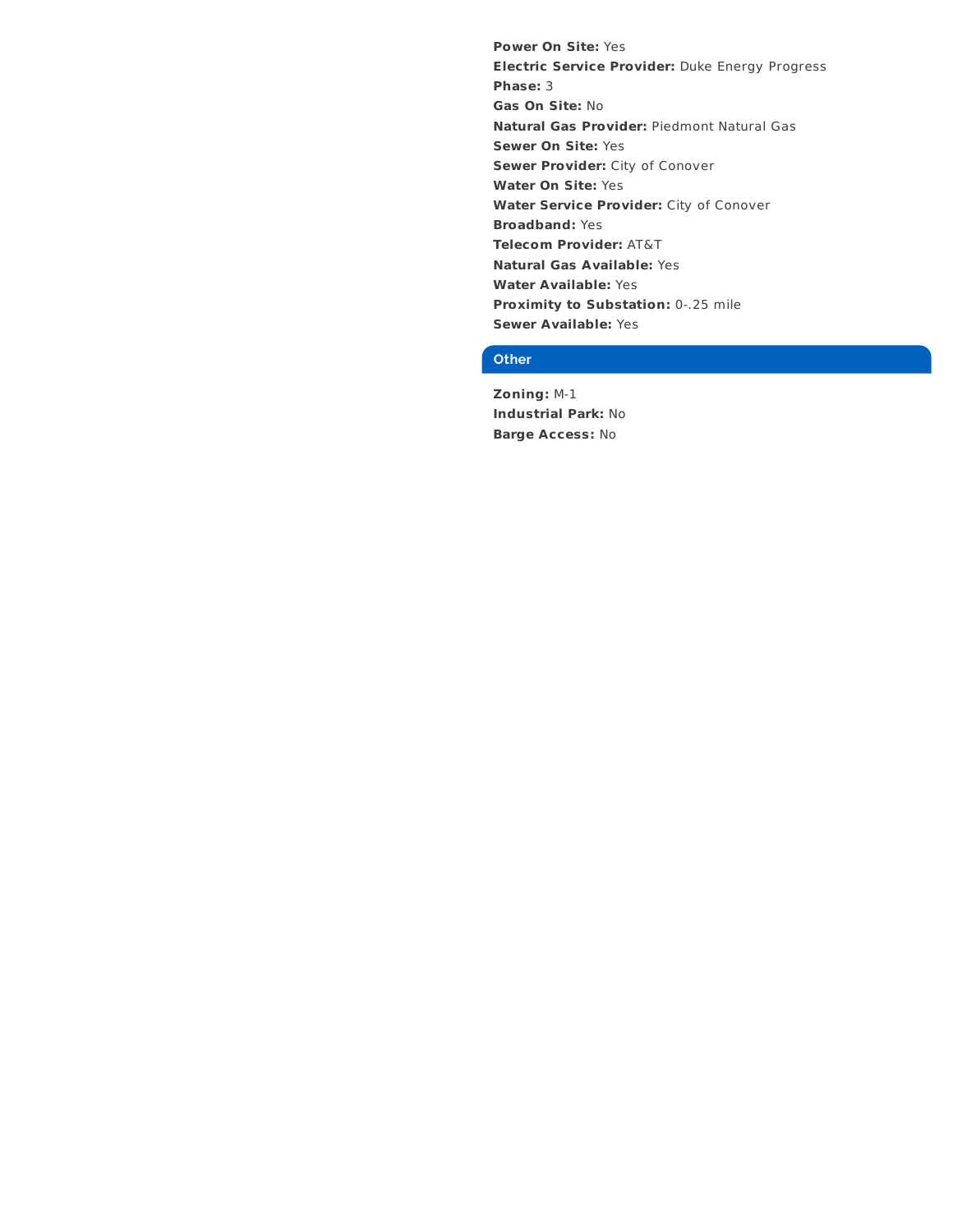**Power On Site:** Yes
**Electric Service Provider:** Duke Energy Progress
**Phase:** 3
**Gas On Site:** No
**Natural Gas Provider:** Piedmont Natural Gas
**Sewer On Site:** Yes
**Sewer Provider:** City of Conover
**Water On Site:** Yes
**Water Service Provider:** City of Conover
**Broadband:** Yes
**Telecom Provider:** AT&T
**Natural Gas Available:** Yes
**Water Available:** Yes
**Proximity to Substation:** 0-.25 mile
**Sewer Available:** Yes

## Other

**Zoning:** M-1
**Industrial Park:** No
**Barge Access:** No